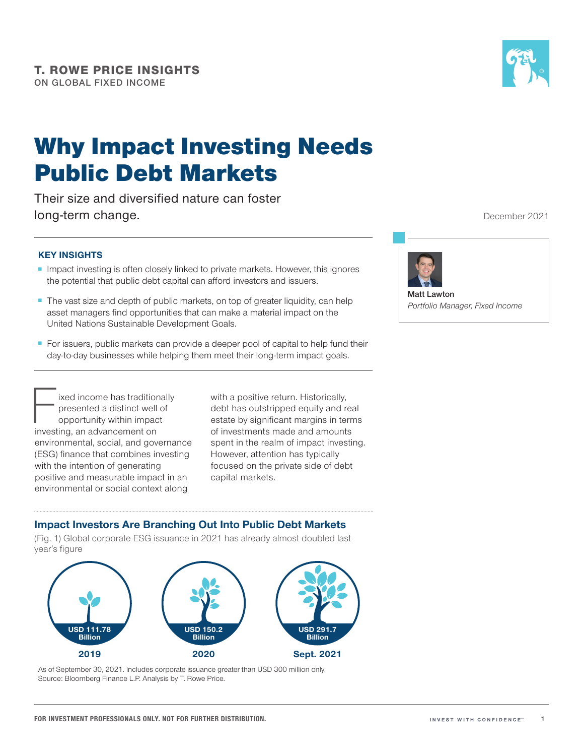T. ROWE PRICE INSIGHTS
ON GLOBAL FIXED INCOME

# Why Impact Investing Needs Public Debt Markets

Their size and diversified nature can foster long-term change.

December 2021

**Matt Lawton**
*Portfolio Manager, Fixed Income*

## KEY INSIGHTS

- Impact investing is often closely linked to private markets. However, this ignores the potential that public debt capital can afford investors and issuers.
- The vast size and depth of public markets, on top of greater liquidity, can help asset managers find opportunities that can make a material impact on the United Nations Sustainable Development Goals.
- For issuers, public markets can provide a deeper pool of capital to help fund their day-to-day businesses while helping them meet their long-term impact goals.

Fixed income has traditionally presented a distinct well of opportunity within impact investing, an advancement on environmental, social, and governance (ESG) finance that combines investing with the intention of generating positive and measurable impact in an environmental or social context along with a positive return. Historically, debt has outstripped equity and real estate by significant margins in terms of investments made and amounts spent in the realm of impact investing. However, attention has typically focused on the private side of debt capital markets.

### Impact Investors Are Branching Out Into Public Debt Markets

(Fig. 1) Global corporate ESG issuance in 2021 has already almost doubled last year's figure

| 2019 | 2020 | Sept. 2021 |
|---|---|---|
| USD 111.78 Billion | USD 150.2 Billion | USD 291.7 Billion |

As of September 30, 2021. Includes corporate issuance greater than USD 300 million only.
Source: Bloomberg Finance L.P. Analysis by T. Rowe Price.

FOR INVESTMENT PROFESSIONALS ONLY. NOT FOR FURTHER DISTRIBUTION.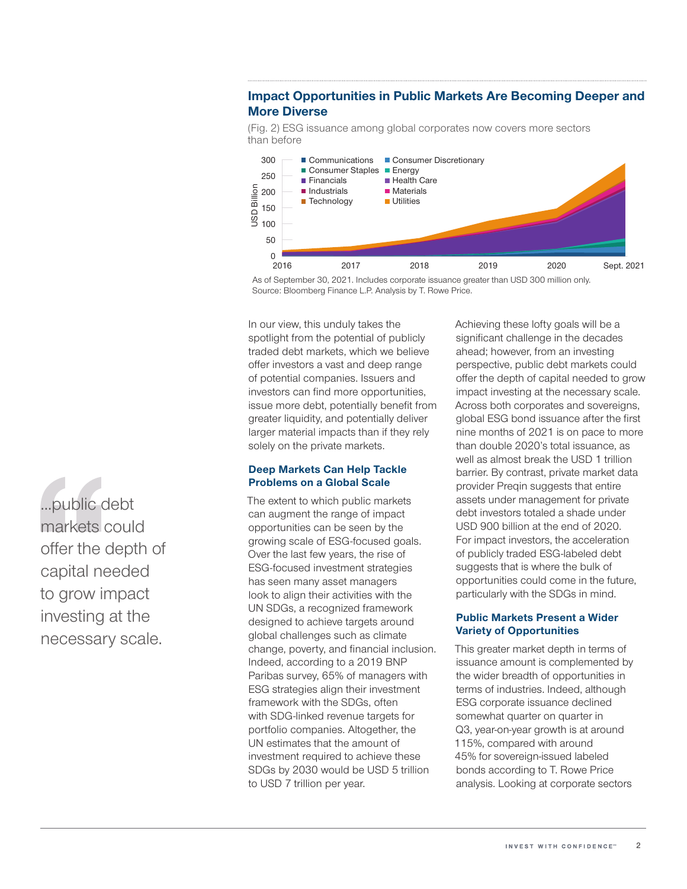## Impact Opportunities in Public Markets Are Becoming Deeper and More Diverse

(Fig. 2) ESG issuance among global corporates now covers more sectors than before

As of September 30, 2021. Includes corporate issuance greater than USD 300 million only.
Source: Bloomberg Finance L.P. Analysis by T. Rowe Price.

In our view, this unduly takes the spotlight from the potential of publicly traded debt markets, which we believe offer investors a vast and deep range of potential companies. Issuers and investors can find more opportunities, issue more debt, potentially benefit from greater liquidity, and potentially deliver larger material impacts than if they rely solely on the private markets.

### Deep Markets Can Help Tackle Problems on a Global Scale

The extent to which public markets can augment the range of impact opportunities can be seen by the growing scale of ESG-focused goals. Over the last few years, the rise of ESG-focused investment strategies has seen many asset managers look to align their activities with the UN SDGs, a recognized framework designed to achieve targets around global challenges such as climate change, poverty, and financial inclusion. Indeed, according to a 2019 BNP Paribas survey, 65% of managers with ESG strategies align their investment framework with the SDGs, often with SDG-linked revenue targets for portfolio companies. Altogether, the UN estimates that the amount of investment required to achieve these SDGs by 2030 would be USD 5 trillion to USD 7 trillion per year.

Achieving these lofty goals will be a significant challenge in the decades ahead; however, from an investing perspective, public debt markets could offer the depth of capital needed to grow impact investing at the necessary scale. Across both corporates and sovereigns, global ESG bond issuance after the first nine months of 2021 is on pace to more than double 2020's total issuance, as well as almost break the USD 1 trillion barrier. By contrast, private market data provider Preqin suggests that entire assets under management for private debt investors totaled a shade under USD 900 billion at the end of 2020. For impact investors, the acceleration of publicly traded ESG-labeled debt suggests that is where the bulk of opportunities could come in the future, particularly with the SDGs in mind.

> ...public debt markets could offer the depth of capital needed to grow impact investing at the necessary scale.

### Public Markets Present a Wider Variety of Opportunities

This greater market depth in terms of issuance amount is complemented by the wider breadth of opportunities in terms of industries. Indeed, although ESG corporate issuance declined somewhat quarter on quarter in Q3, year-on-year growth is at around 115%, compared with around 45% for sovereign-issued labeled bonds according to T. Rowe Price analysis. Looking at corporate sectors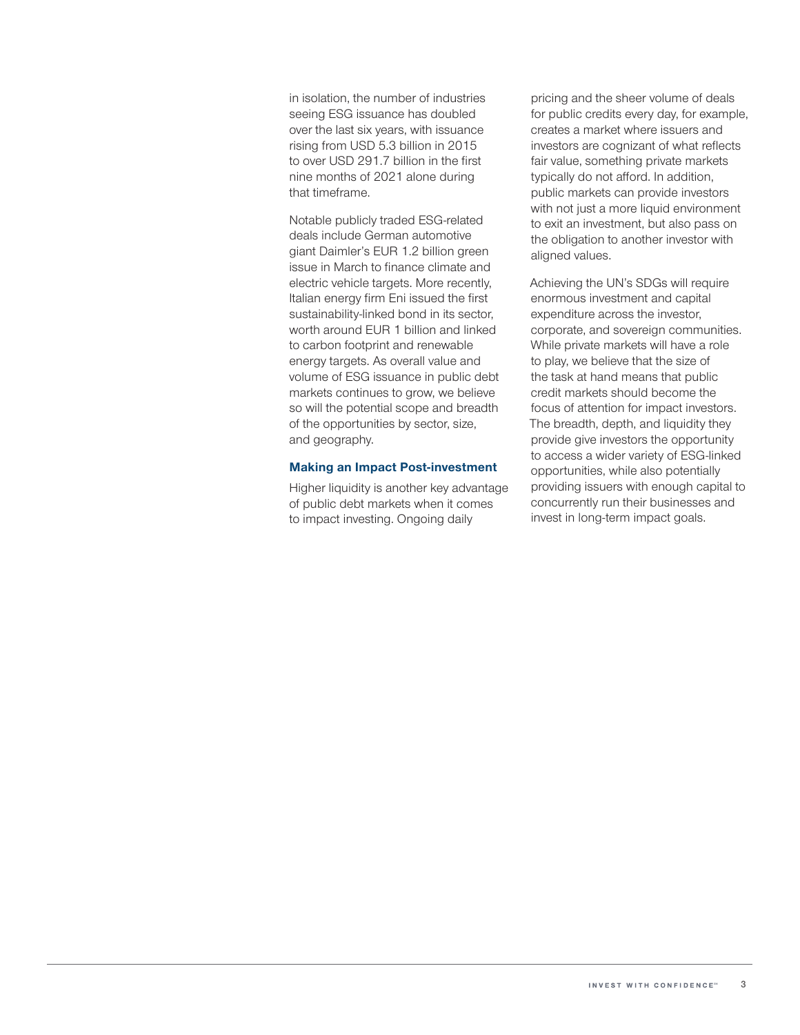in isolation, the number of industries seeing ESG issuance has doubled over the last six years, with issuance rising from USD 5.3 billion in 2015 to over USD 291.7 billion in the first nine months of 2021 alone during that timeframe.

Notable publicly traded ESG-related deals include German automotive giant Daimler's EUR 1.2 billion green issue in March to finance climate and electric vehicle targets. More recently, Italian energy firm Eni issued the first sustainability-linked bond in its sector, worth around EUR 1 billion and linked to carbon footprint and renewable energy targets. As overall value and volume of ESG issuance in public debt markets continues to grow, we believe so will the potential scope and breadth of the opportunities by sector, size, and geography.

### Making an Impact Post-investment

Higher liquidity is another key advantage of public debt markets when it comes to impact investing. Ongoing daily pricing and the sheer volume of deals for public credits every day, for example, creates a market where issuers and investors are cognizant of what reflects fair value, something private markets typically do not afford. In addition, public markets can provide investors with not just a more liquid environment to exit an investment, but also pass on the obligation to another investor with aligned values.

Achieving the UN's SDGs will require enormous investment and capital expenditure across the investor, corporate, and sovereign communities. While private markets will have a role to play, we believe that the size of the task at hand means that public credit markets should become the focus of attention for impact investors. The breadth, depth, and liquidity they provide give investors the opportunity to access a wider variety of ESG-linked opportunities, while also potentially providing issuers with enough capital to concurrently run their businesses and invest in long-term impact goals.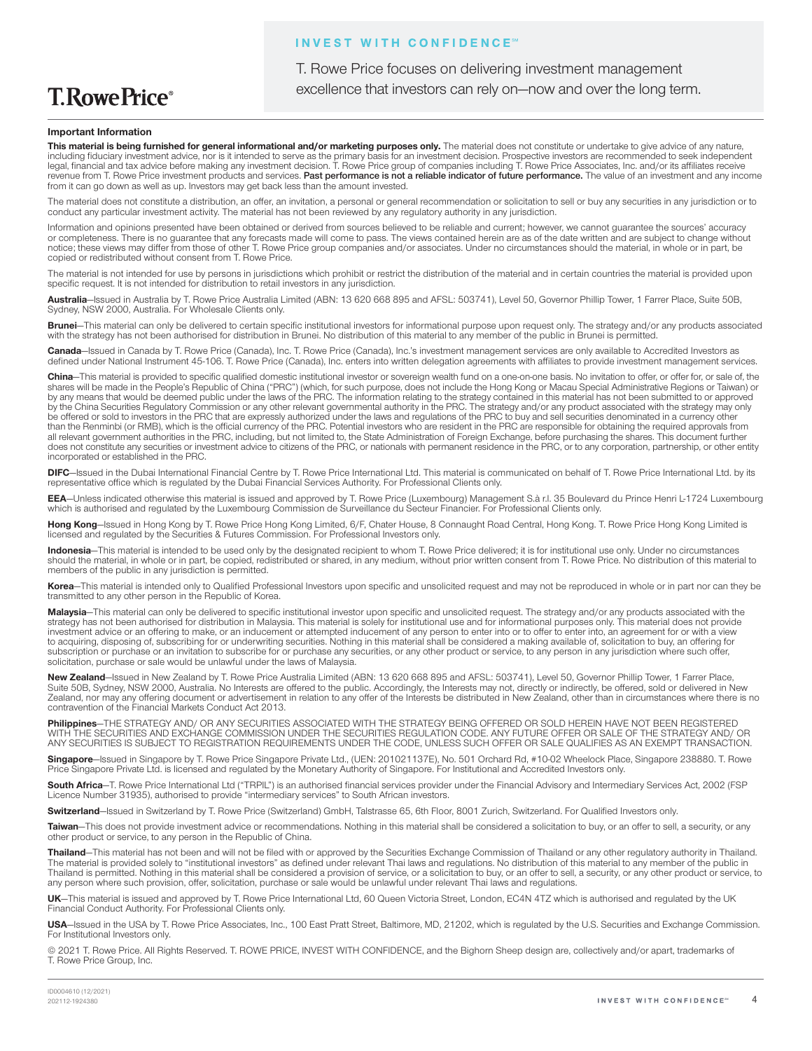**INVEST WITH CONFIDENCE℠**

T. Rowe Price focuses on delivering investment management excellence that investors can rely on—now and over the long term.

T.RowePrice®

### Important Information

**This material is being furnished for general informational and/or marketing purposes only.** The material does not constitute or undertake to give advice of any nature, including fiduciary investment advice, nor is it intended to serve as the primary basis for an investment decision. Prospective investors are recommended to seek independent legal, financial and tax advice before making any investment decision. T. Rowe Price group of companies including T. Rowe Price Associates, Inc. and/or its affiliates receive revenue from T. Rowe Price investment products and services. **Past performance is not a reliable indicator of future performance.** The value of an investment and any income from it can go down as well as up. Investors may get back less than the amount invested.

The material does not constitute a distribution, an offer, an invitation, a personal or general recommendation or solicitation to sell or buy any securities in any jurisdiction or to conduct any particular investment activity. The material has not been reviewed by any regulatory authority in any jurisdiction.

Information and opinions presented have been obtained or derived from sources believed to be reliable and current; however, we cannot guarantee the sources' accuracy or completeness. There is no guarantee that any forecasts made will come to pass. The views contained herein are as of the date written and are subject to change without notice; these views may differ from those of other T. Rowe Price group companies and/or associates. Under no circumstances should the material, in whole or in part, be copied or redistributed without consent from T. Rowe Price.

The material is not intended for use by persons in jurisdictions which prohibit or restrict the distribution of the material and in certain countries the material is provided upon specific request. It is not intended for distribution to retail investors in any jurisdiction.

**Australia**—Issued in Australia by T. Rowe Price Australia Limited (ABN: 13 620 668 895 and AFSL: 503741), Level 50, Governor Phillip Tower, 1 Farrer Place, Suite 50B, Sydney, NSW 2000, Australia. For Wholesale Clients only.

**Brunei**—This material can only be delivered to certain specific institutional investors for informational purpose upon request only. The strategy and/or any products associated with the strategy has not been authorised for distribution in Brunei. No distribution of this material to any member of the public in Brunei is permitted.

**Canada**—Issued in Canada by T. Rowe Price (Canada), Inc. T. Rowe Price (Canada), Inc.'s investment management services are only available to Accredited Investors as defined under National Instrument 45-106. T. Rowe Price (Canada), Inc. enters into written delegation agreements with affiliates to provide investment management services.

**China**—This material is provided to specific qualified domestic institutional investor or sovereign wealth fund on a one-on-one basis. No invitation to offer, or offer for, or sale of, the shares will be made in the People's Republic of China ("PRC") (which, for such purpose, does not include the Hong Kong or Macau Special Administrative Regions or Taiwan) or by any means that would be deemed public under the laws of the PRC. The information relating to the strategy contained in this material has not been submitted to or approved by the China Securities Regulatory Commission or any other relevant governmental authority in the PRC. The strategy and/or any product associated with the strategy may only be offered or sold to investors in the PRC that are expressly authorized under the laws and regulations of the PRC to buy and sell securities denominated in a currency other than the Renminbi (or RMB), which is the official currency of the PRC. Potential investors who are resident in the PRC are responsible for obtaining the required approvals from all relevant government authorities in the PRC, including, but not limited to, the State Administration of Foreign Exchange, before purchasing the shares. This document further does not constitute any securities or investment advice to citizens of the PRC, or nationals with permanent residence in the PRC, or to any corporation, partnership, or other entity incorporated or established in the PRC.

**DIFC**—Issued in the Dubai International Financial Centre by T. Rowe Price International Ltd. This material is communicated on behalf of T. Rowe Price International Ltd. by its representative office which is regulated by the Dubai Financial Services Authority. For Professional Clients only.

**EEA**—Unless indicated otherwise this material is issued and approved by T. Rowe Price (Luxembourg) Management S.à r.l. 35 Boulevard du Prince Henri L-1724 Luxembourg which is authorised and regulated by the Luxembourg Commission de Surveillance du Secteur Financier. For Professional Clients only.

**Hong Kong**—Issued in Hong Kong by T. Rowe Price Hong Kong Limited, 6/F, Chater House, 8 Connaught Road Central, Hong Kong. T. Rowe Price Hong Kong Limited is licensed and regulated by the Securities & Futures Commission. For Professional Investors only.

**Indonesia**—This material is intended to be used only by the designated recipient to whom T. Rowe Price delivered; it is for institutional use only. Under no circumstances should the material, in whole or in part, be copied, redistributed or shared, in any medium, without prior written consent from T. Rowe Price. No distribution of this material to members of the public in any jurisdiction is permitted.

**Korea**—This material is intended only to Qualified Professional Investors upon specific and unsolicited request and may not be reproduced in whole or in part nor can they be transmitted to any other person in the Republic of Korea.

**Malaysia**—This material can only be delivered to specific institutional investor upon specific and unsolicited request. The strategy and/or any products associated with the strategy has not been authorised for distribution in Malaysia. This material is solely for institutional use and for informational purposes only. This material does not provide investment advice or an offering to make, or an inducement or attempted inducement of any person to enter into or to offer to enter into, an agreement for or with a view to acquiring, disposing of, subscribing for or underwriting securities. Nothing in this material shall be considered a making available of, solicitation to buy, an offering for subscription or purchase or an invitation to subscribe for or purchase any securities, or any other product or service, to any person in any jurisdiction where such offer, solicitation, purchase or sale would be unlawful under the laws of Malaysia.

**New Zealand**—Issued in New Zealand by T. Rowe Price Australia Limited (ABN: 13 620 668 895 and AFSL: 503741), Level 50, Governor Phillip Tower, 1 Farrer Place, Suite 50B, Sydney, NSW 2000, Australia. No Interests are offered to the public. Accordingly, the Interests may not, directly or indirectly, be offered, sold or delivered in New Zealand, nor may any offering document or advertisement in relation to any offer of the Interests be distributed in New Zealand, other than in circumstances where there is no contravention of the Financial Markets Conduct Act 2013.

**Philippines**—THE STRATEGY AND/ OR ANY SECURITIES ASSOCIATED WITH THE STRATEGY BEING OFFERED OR SOLD HEREIN HAVE NOT BEEN REGISTERED WITH THE SECURITIES AND EXCHANGE COMMISSION UNDER THE SECURITIES REGULATION CODE. ANY FUTURE OFFER OR SALE OF THE STRATEGY AND/ OR ANY SECURITIES IS SUBJECT TO REGISTRATION REQUIREMENTS UNDER THE CODE, UNLESS SUCH OFFER OR SALE QUALIFIES AS AN EXEMPT TRANSACTION.

**Singapore**—Issued in Singapore by T. Rowe Price Singapore Private Ltd., (UEN: 201021137E), No. 501 Orchard Rd, #10-02 Wheelock Place, Singapore 238880. T. Rowe Price Singapore Private Ltd. is licensed and regulated by the Monetary Authority of Singapore. For Institutional and Accredited Investors only.

**South Africa**—T. Rowe Price International Ltd ("TRPIL") is an authorised financial services provider under the Financial Advisory and Intermediary Services Act, 2002 (FSP Licence Number 31935), authorised to provide "intermediary services" to South African investors.

**Switzerland**—Issued in Switzerland by T. Rowe Price (Switzerland) GmbH, Talstrasse 65, 6th Floor, 8001 Zurich, Switzerland. For Qualified Investors only.

**Taiwan**—This does not provide investment advice or recommendations. Nothing in this material shall be considered a solicitation to buy, or an offer to sell, a security, or any other product or service, to any person in the Republic of China.

**Thailand**—This material has not been and will not be filed with or approved by the Securities Exchange Commission of Thailand or any other regulatory authority in Thailand. The material is provided solely to "institutional investors" as defined under relevant Thai laws and regulations. No distribution of this material to any member of the public in Thailand is permitted. Nothing in this material shall be considered a provision of service, or a solicitation to buy, or an offer to sell, a security, or any other product or service, to any person where such provision, offer, solicitation, purchase or sale would be unlawful under relevant Thai laws and regulations.

**UK**—This material is issued and approved by T. Rowe Price International Ltd, 60 Queen Victoria Street, London, EC4N 4TZ which is authorised and regulated by the UK Financial Conduct Authority. For Professional Clients only.

**USA**—Issued in the USA by T. Rowe Price Associates, Inc., 100 East Pratt Street, Baltimore, MD, 21202, which is regulated by the U.S. Securities and Exchange Commission. For Institutional Investors only.

© 2021 T. Rowe Price. All Rights Reserved. T. ROWE PRICE, INVEST WITH CONFIDENCE, and the Bighorn Sheep design are, collectively and/or apart, trademarks of T. Rowe Price Group, Inc.

ID0004610 (12/2021)
202112-1924380